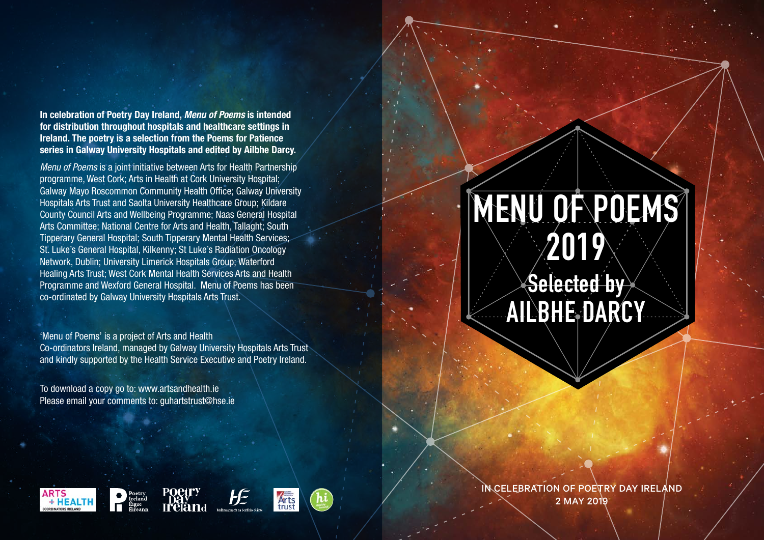**In celebration of Poetry Day Ireland, *Menu of Poems* is intended for distribution throughout hospitals and healthcare settings in Ireland. The poetry is a selection from the Poems for Patience series in Galway University Hospitals and edited by Ailbhe Darcy.**

*Menu of Poems* is a joint initiative between Arts for Health Partnership programme, West Cork; Arts in Health at Cork University Hospital; Galway Mayo Roscommon Community Health Office; Galway University Hospitals Arts Trust and Saolta University Healthcare Group; Kildare County Council Arts and Wellbeing Programme; Naas General Hospital Arts Committee; National Centre for Arts and Health, Tallaght; South Tipperary General Hospital; South Tipperary Mental Health Services; St. Luke's General Hospital, Kilkenny; St Luke's Radiation Oncology Network, Dublin; University Limerick Hospitals Group; Waterford Healing Arts Trust; West Cork Mental Health Services Arts and Health Programme and Wexford General Hospital. Menu of Poems has been co-ordinated by Galway University Hospitals Arts Trust.

'Menu of Poems' is a project of Arts and Health Co-ordinators Ireland, managed by Galway University Hospitals Arts Trust and kindly supported by the Health Service Executive and Poetry Ireland.

To download a copy go to: www.artsandhealth.ie
Please email your comments to: guhartstrust@hse.ie

ARTS + HEALTH COORDINATORS IRELAND · Poetry Ireland Éigse Éireann · Poetry Day Ireland · HSE Feidhmeannacht na Seirbhíse Sláinte · Arts trust · hi Healthy Ireland

# MENU OF POEMS 2019

## Selected by AILBHE DARCY

IN CELEBRATION OF POETRY DAY IRELAND
2 MAY 2019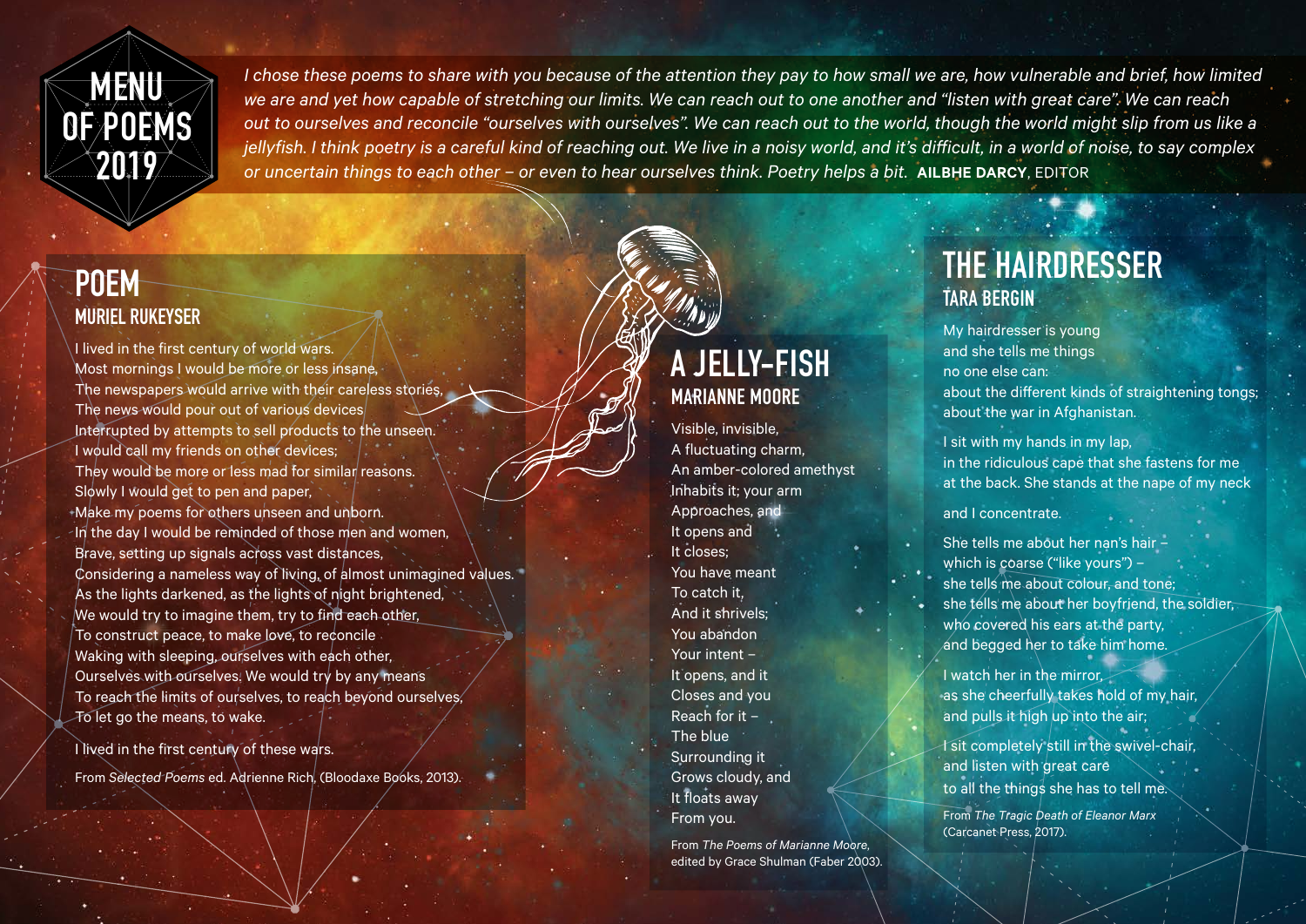# MENU OF POEMS 2019

*I chose these poems to share with you because of the attention they pay to how small we are, how vulnerable and brief, how limited we are and yet how capable of stretching our limits. We can reach out to one another and "listen with great care". We can reach out to ourselves and reconcile "ourselves with ourselves". We can reach out to the world, though the world might slip from us like a jellyfish. I think poetry is a careful kind of reaching out. We live in a noisy world, and it's difficult, in a world of noise, to say complex or uncertain things to each other – or even to hear ourselves think. Poetry helps a bit.* **AILBHE DARCY**, EDITOR

## POEM

### MURIEL RUKEYSER

I lived in the first century of world wars.
Most mornings I would be more or less insane,
The newspapers would arrive with their careless stories,
The news would pour out of various devices
Interrupted by attempts to sell products to the unseen.
I would call my friends on other devices;
They would be more or less mad for similar reasons.
Slowly I would get to pen and paper,
Make my poems for others unseen and unborn.
In the day I would be reminded of those men and women,
Brave, setting up signals across vast distances,
Considering a nameless way of living, of almost unimagined values.
As the lights darkened, as the lights of night brightened,
We would try to imagine them, try to find each other,
To construct peace, to make love, to reconcile
Waking with sleeping, ourselves with each other,
Ourselves with ourselves. We would try by any means
To reach the limits of ourselves, to reach beyond ourselves,
To let go the means, to wake.

I lived in the first century of these wars.

From *Selected Poems* ed. Adrienne Rich, (Bloodaxe Books, 2013).

## A JELLY-FISH

### MARIANNE MOORE

Visible, invisible,
A fluctuating charm,
An amber-colored amethyst
Inhabits it; your arm
Approaches, and
It opens and
It closes;
You have meant
To catch it,
And it shrivels;
You abandon
Your intent –
It opens, and it
Closes and you
Reach for it –
The blue
Surrounding it
Grows cloudy, and
It floats away
From you.

From *The Poems of Marianne Moore*, edited by Grace Shulman (Faber 2003).

## THE HAIRDRESSER

### TARA BERGIN

My hairdresser is young
and she tells me things
no one else can:
about the different kinds of straightening tongs;
about the war in Afghanistan.

I sit with my hands in my lap,
in the ridiculous cape that she fastens for me
at the back. She stands at the nape of my neck

and I concentrate.

She tells me about her nan's hair –
which is coarse ("like yours") –
she tells me about colour, and tone;
she tells me about her boyfriend, the soldier,
who covered his ears at the party,
and begged her to take him home.

I watch her in the mirror,
as she cheerfully takes hold of my hair,
and pulls it high up into the air;

I sit completely still in the swivel-chair,
and listen with great care
to all the things she has to tell me.

From *The Tragic Death of Eleanor Marx* (Carcanet Press, 2017).